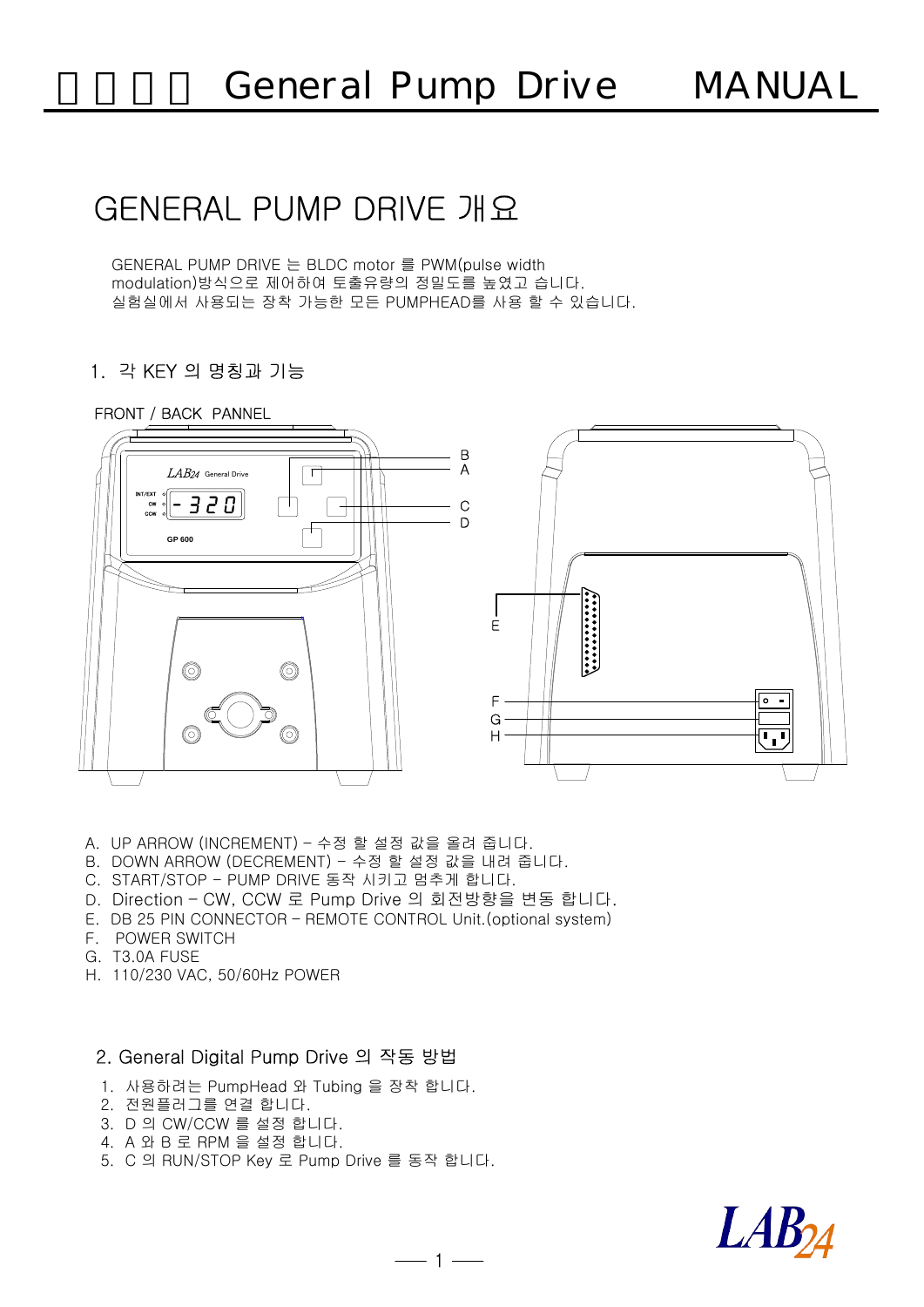# General Pump Drive MANUAL

## GENERAL PUMP DRIVE 개요

GENERAL PUMP DRIVE 는 BLDC motor 를 PWM(pulse width modulation)방식으로 제어하여 토출유량의 정밀도를 높였고 습니다.
실험실에서 사용되는 장착 가능한 모든 PUMPHEAD를 사용 할 수 있습니다.

### 1. 각 KEY 의 명칭과 기능

FRONT / BACK PANNEL

A. UP ARROW (INCREMENT) – 수정 할 설정 값을 올려 줍니다.
B. DOWN ARROW (DECREMENT) – 수정 할 설정 값을 내려 줍니다.
C. START/STOP – PUMP DRIVE 동작 시키고 멈추게 합니다.
D. Direction – CW, CCW 로 Pump Drive 의 회전방향을 변동 합니다.
E. DB 25 PIN CONNECTOR – REMOTE CONTROL Unit.(optional system)
F. POWER SWITCH
G. T3.0A FUSE
H. 110/230 VAC, 50/60Hz POWER

### 2. General Digital Pump Drive 의 작동 방법

1. 사용하려는 PumpHead 와 Tubing 을 장착 합니다.
2. 전원플러그를 연결 합니다.
3. D 의 CW/CCW 를 설정 합니다.
4. A 와 B 로 RPM 을 설정 합니다.
5. C 의 RUN/STOP Key 로 Pump Drive 를 동작 합니다.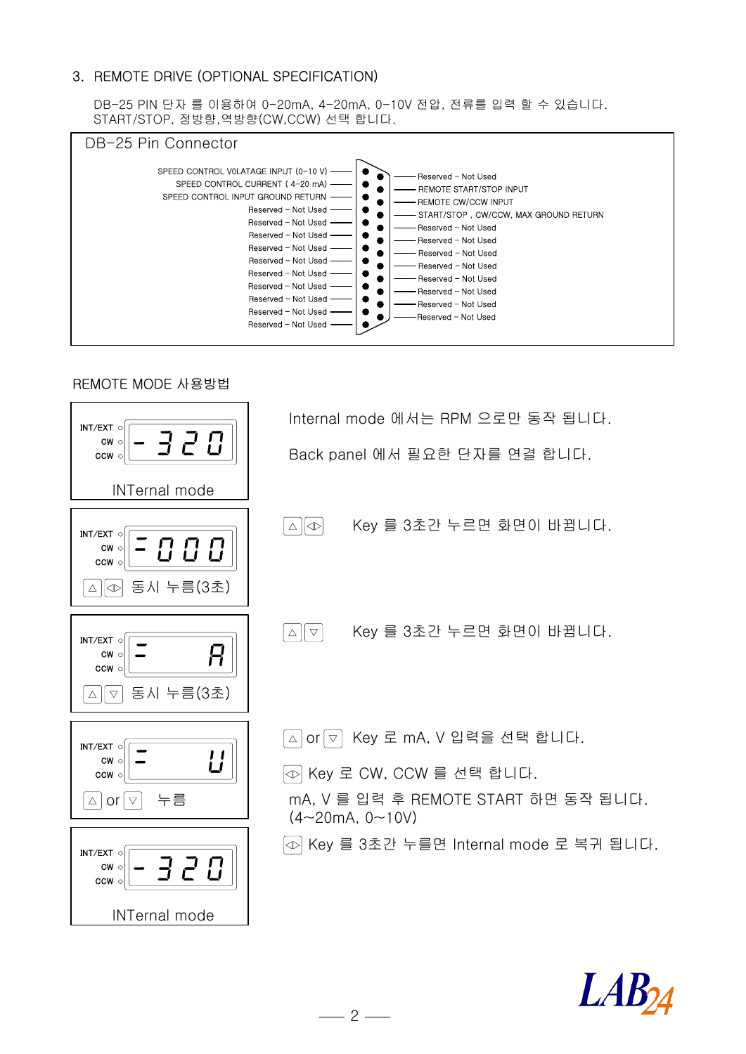3. REMOTE DRIVE (OPTIONAL SPECIFICATION)

DB-25 PIN 단자 를 이용하여 0-20mA, 4-20mA, 0-10V 전압, 전류를 입력 할 수 있습니다.
START/STOP, 정방향,역방향(CW,CCW) 선택 합니다.

DB-25 Pin Connector

SPEED CONTROL VOLATAGE INPUT (0-10 V)
SPEED CONTROL CURRENT ( 4-20 mA)
SPEED CONTROL INPUT GROUND RETURN
Reserved - Not Used
Reserved - Not Used
Reserved - Not Used
Reserved - Not Used
Reserved - Not Used
Reserved - Not Used
Reserved - Not Used
Reserved - Not Used
Reserved - Not Used
Reserved - Not Used

Reserved - Not Used
REMOTE START/STOP INPUT
REMOTE CW/CCW INPUT
START/STOP , CW/CCW, MAX GROUND RETURN
Reserved - Not Used
Reserved - Not Used
Reserved - Not Used
Reserved - Not Used
Reserved - Not Used
Reserved - Not Used
Reserved - Not Used
Reserved - Not Used

REMOTE MODE 사용방법

INT/EXT CW CCW -320
INTernal mode

Internal mode 에서는 RPM 으로만 동작 됩니다.

Back panel 에서 필요한 단자를 연결 합니다.

INT/EXT CW CCW -000
△ ◁▷ 동시 누름(3초)

△ ◁▷ Key 를 3초간 누르면 화면이 바뀝니다.

INT/EXT CW CCW - A
△ ▽ 동시 누름(3초)

△ ▽ Key 를 3초간 누르면 화면이 바뀝니다.

INT/EXT CW CCW - U
△ or ▽ 누름

△ or ▽ Key 로 mA, V 입력을 선택 합니다.

◁▷ Key 로 CW, CCW 를 선택 합니다.

mA, V 를 입력 후 REMOTE START 하면 동작 됩니다.
(4~20mA, 0~10V)

◁▷ Key 를 3초간 누르면 Internal mode 로 복귀 됩니다.

INT/EXT CW CCW -320
INTernal mode

LAB24